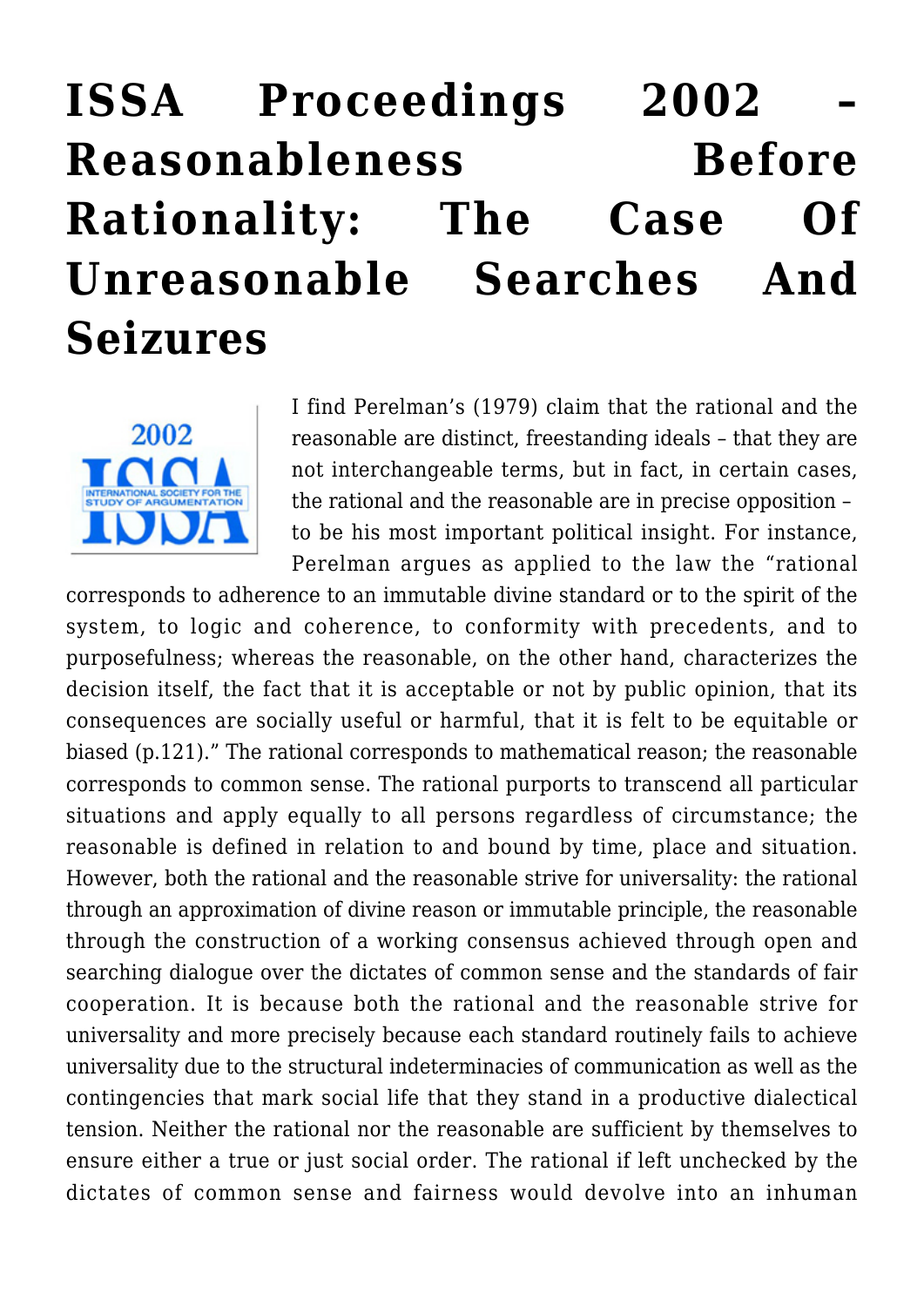# ISSA Proceedings 2002 – Reasonableness Before Rationality: The Case Of Unreasonable Searches And Seizures

I find Perelman's (1979) claim that the rational and the reasonable are distinct, freestanding ideals – that they are not interchangeable terms, but in fact, in certain cases, the rational and the reasonable are in precise opposition – to be his most important political insight. For instance, Perelman argues as applied to the law the "rational corresponds to adherence to an immutable divine standard or to the spirit of the system, to logic and coherence, to conformity with precedents, and to purposefulness; whereas the reasonable, on the other hand, characterizes the decision itself, the fact that it is acceptable or not by public opinion, that its consequences are socially useful or harmful, that it is felt to be equitable or biased (p.121)." The rational corresponds to mathematical reason; the reasonable corresponds to common sense. The rational purports to transcend all particular situations and apply equally to all persons regardless of circumstance; the reasonable is defined in relation to and bound by time, place and situation. However, both the rational and the reasonable strive for universality: the rational through an approximation of divine reason or immutable principle, the reasonable through the construction of a working consensus achieved through open and searching dialogue over the dictates of common sense and the standards of fair cooperation. It is because both the rational and the reasonable strive for universality and more precisely because each standard routinely fails to achieve universality due to the structural indeterminacies of communication as well as the contingencies that mark social life that they stand in a productive dialectical tension. Neither the rational nor the reasonable are sufficient by themselves to ensure either a true or just social order. The rational if left unchecked by the dictates of common sense and fairness would devolve into an inhuman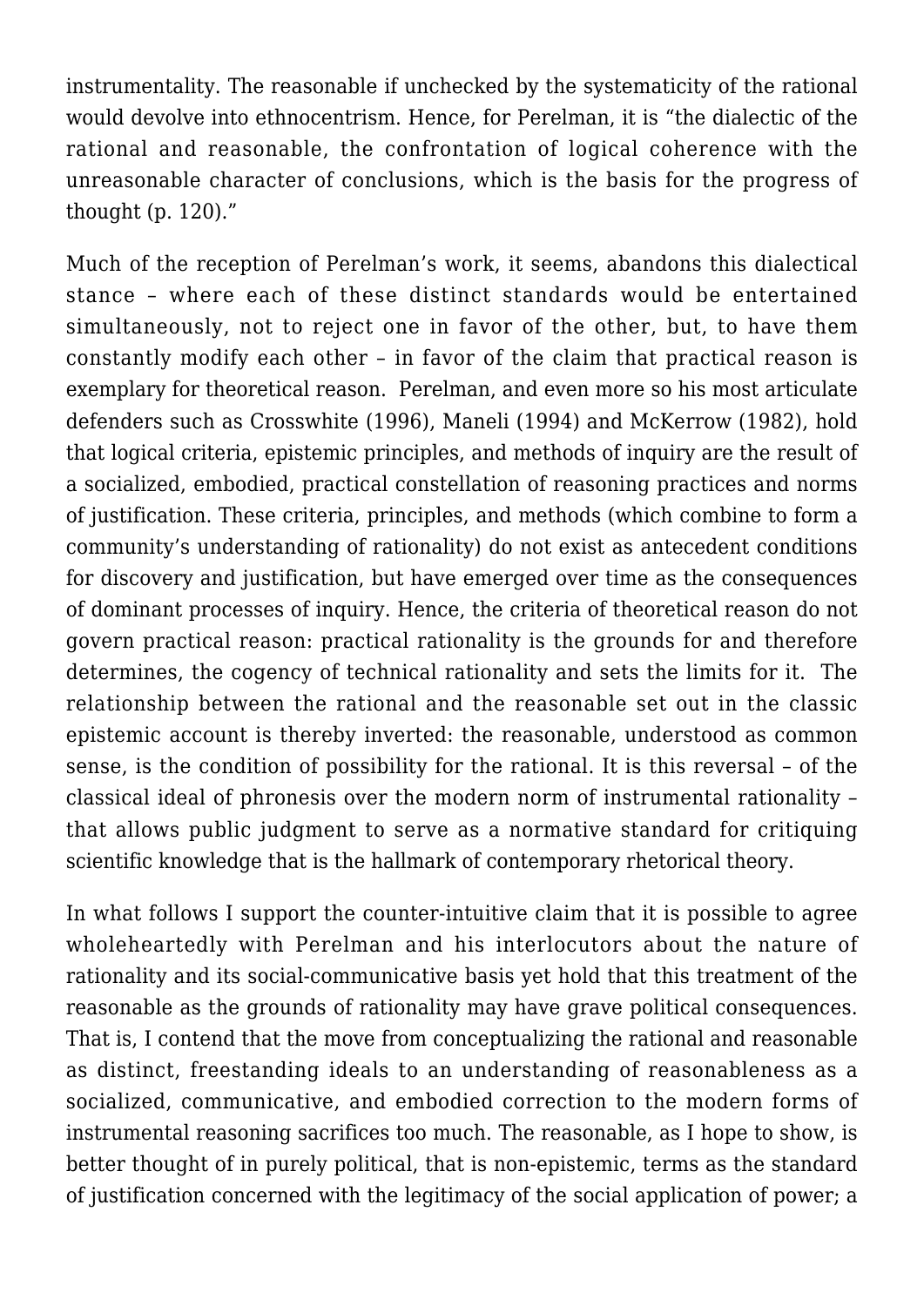instrumentality. The reasonable if unchecked by the systematicity of the rational would devolve into ethnocentrism. Hence, for Perelman, it is "the dialectic of the rational and reasonable, the confrontation of logical coherence with the unreasonable character of conclusions, which is the basis for the progress of thought (p. 120)."

Much of the reception of Perelman's work, it seems, abandons this dialectical stance – where each of these distinct standards would be entertained simultaneously, not to reject one in favor of the other, but, to have them constantly modify each other – in favor of the claim that practical reason is exemplary for theoretical reason. Perelman, and even more so his most articulate defenders such as Crosswhite (1996), Maneli (1994) and McKerrow (1982), hold that logical criteria, epistemic principles, and methods of inquiry are the result of a socialized, embodied, practical constellation of reasoning practices and norms of justification. These criteria, principles, and methods (which combine to form a community's understanding of rationality) do not exist as antecedent conditions for discovery and justification, but have emerged over time as the consequences of dominant processes of inquiry. Hence, the criteria of theoretical reason do not govern practical reason: practical rationality is the grounds for and therefore determines, the cogency of technical rationality and sets the limits for it. The relationship between the rational and the reasonable set out in the classic epistemic account is thereby inverted: the reasonable, understood as common sense, is the condition of possibility for the rational. It is this reversal – of the classical ideal of phronesis over the modern norm of instrumental rationality – that allows public judgment to serve as a normative standard for critiquing scientific knowledge that is the hallmark of contemporary rhetorical theory.

In what follows I support the counter-intuitive claim that it is possible to agree wholeheartedly with Perelman and his interlocutors about the nature of rationality and its social-communicative basis yet hold that this treatment of the reasonable as the grounds of rationality may have grave political consequences. That is, I contend that the move from conceptualizing the rational and reasonable as distinct, freestanding ideals to an understanding of reasonableness as a socialized, communicative, and embodied correction to the modern forms of instrumental reasoning sacrifices too much. The reasonable, as I hope to show, is better thought of in purely political, that is non-epistemic, terms as the standard of justification concerned with the legitimacy of the social application of power; a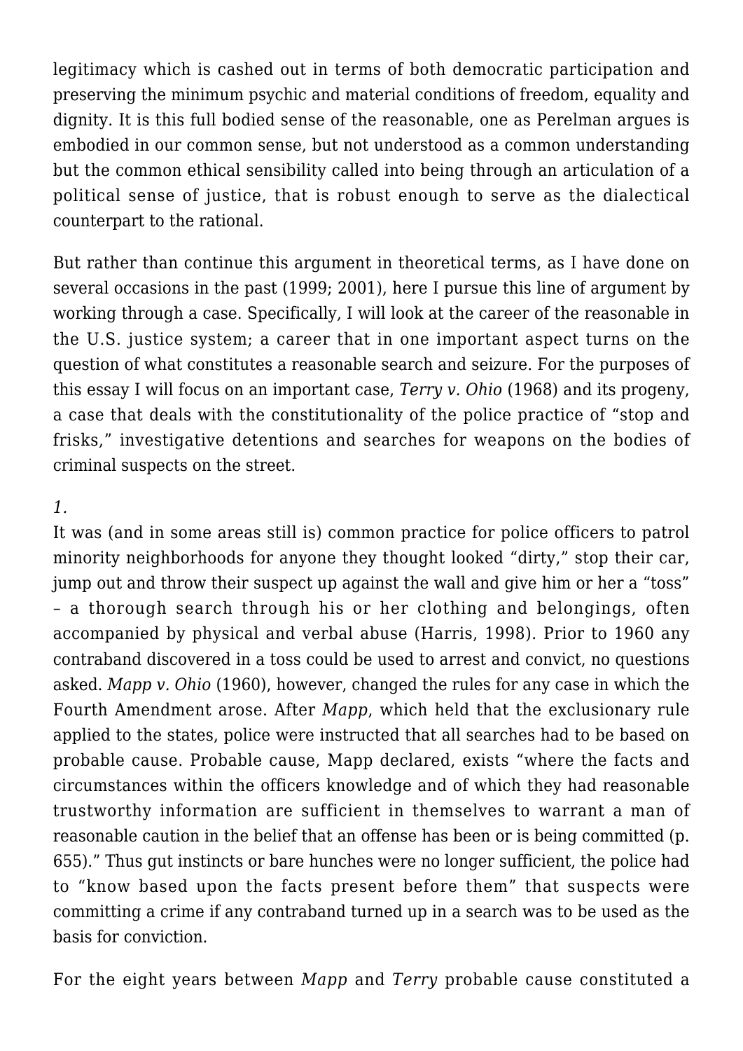legitimacy which is cashed out in terms of both democratic participation and preserving the minimum psychic and material conditions of freedom, equality and dignity. It is this full bodied sense of the reasonable, one as Perelman argues is embodied in our common sense, but not understood as a common understanding but the common ethical sensibility called into being through an articulation of a political sense of justice, that is robust enough to serve as the dialectical counterpart to the rational.

But rather than continue this argument in theoretical terms, as I have done on several occasions in the past (1999; 2001), here I pursue this line of argument by working through a case. Specifically, I will look at the career of the reasonable in the U.S. justice system; a career that in one important aspect turns on the question of what constitutes a reasonable search and seizure. For the purposes of this essay I will focus on an important case, *Terry v. Ohio* (1968) and its progeny, a case that deals with the constitutionality of the police practice of "stop and frisks," investigative detentions and searches for weapons on the bodies of criminal suspects on the street.

*1.*

It was (and in some areas still is) common practice for police officers to patrol minority neighborhoods for anyone they thought looked "dirty," stop their car, jump out and throw their suspect up against the wall and give him or her a "toss" – a thorough search through his or her clothing and belongings, often accompanied by physical and verbal abuse (Harris, 1998). Prior to 1960 any contraband discovered in a toss could be used to arrest and convict, no questions asked. *Mapp v. Ohio* (1960), however, changed the rules for any case in which the Fourth Amendment arose. After *Mapp*, which held that the exclusionary rule applied to the states, police were instructed that all searches had to be based on probable cause. Probable cause, Mapp declared, exists "where the facts and circumstances within the officers knowledge and of which they had reasonable trustworthy information are sufficient in themselves to warrant a man of reasonable caution in the belief that an offense has been or is being committed (p. 655)." Thus gut instincts or bare hunches were no longer sufficient, the police had to "know based upon the facts present before them" that suspects were committing a crime if any contraband turned up in a search was to be used as the basis for conviction.

For the eight years between *Mapp* and *Terry* probable cause constituted a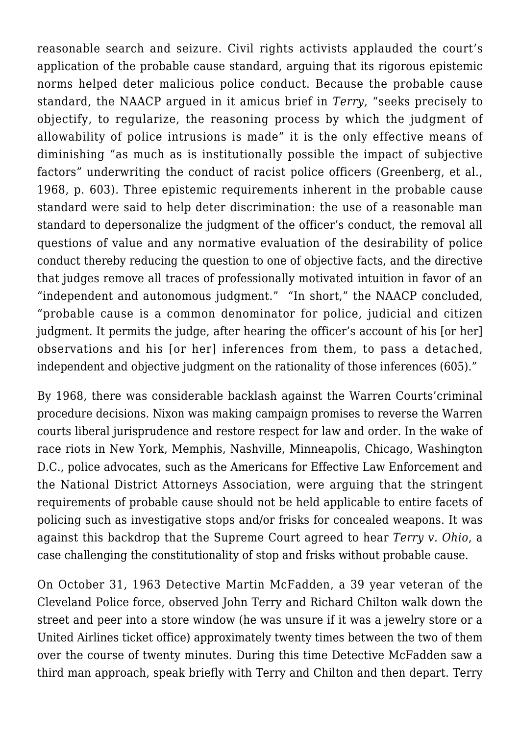reasonable search and seizure. Civil rights activists applauded the court's application of the probable cause standard, arguing that its rigorous epistemic norms helped deter malicious police conduct. Because the probable cause standard, the NAACP argued in it amicus brief in *Terry*, "seeks precisely to objectify, to regularize, the reasoning process by which the judgment of allowability of police intrusions is made" it is the only effective means of diminishing "as much as is institutionally possible the impact of subjective factors" underwriting the conduct of racist police officers (Greenberg, et al., 1968, p. 603). Three epistemic requirements inherent in the probable cause standard were said to help deter discrimination: the use of a reasonable man standard to depersonalize the judgment of the officer's conduct, the removal all questions of value and any normative evaluation of the desirability of police conduct thereby reducing the question to one of objective facts, and the directive that judges remove all traces of professionally motivated intuition in favor of an "independent and autonomous judgment." "In short," the NAACP concluded, "probable cause is a common denominator for police, judicial and citizen judgment. It permits the judge, after hearing the officer's account of his [or her] observations and his [or her] inferences from them, to pass a detached, independent and objective judgment on the rationality of those inferences (605)."

By 1968, there was considerable backlash against the Warren Courts'criminal procedure decisions. Nixon was making campaign promises to reverse the Warren courts liberal jurisprudence and restore respect for law and order. In the wake of race riots in New York, Memphis, Nashville, Minneapolis, Chicago, Washington D.C., police advocates, such as the Americans for Effective Law Enforcement and the National District Attorneys Association, were arguing that the stringent requirements of probable cause should not be held applicable to entire facets of policing such as investigative stops and/or frisks for concealed weapons. It was against this backdrop that the Supreme Court agreed to hear *Terry v. Ohio*, a case challenging the constitutionality of stop and frisks without probable cause.

On October 31, 1963 Detective Martin McFadden, a 39 year veteran of the Cleveland Police force, observed John Terry and Richard Chilton walk down the street and peer into a store window (he was unsure if it was a jewelry store or a United Airlines ticket office) approximately twenty times between the two of them over the course of twenty minutes. During this time Detective McFadden saw a third man approach, speak briefly with Terry and Chilton and then depart. Terry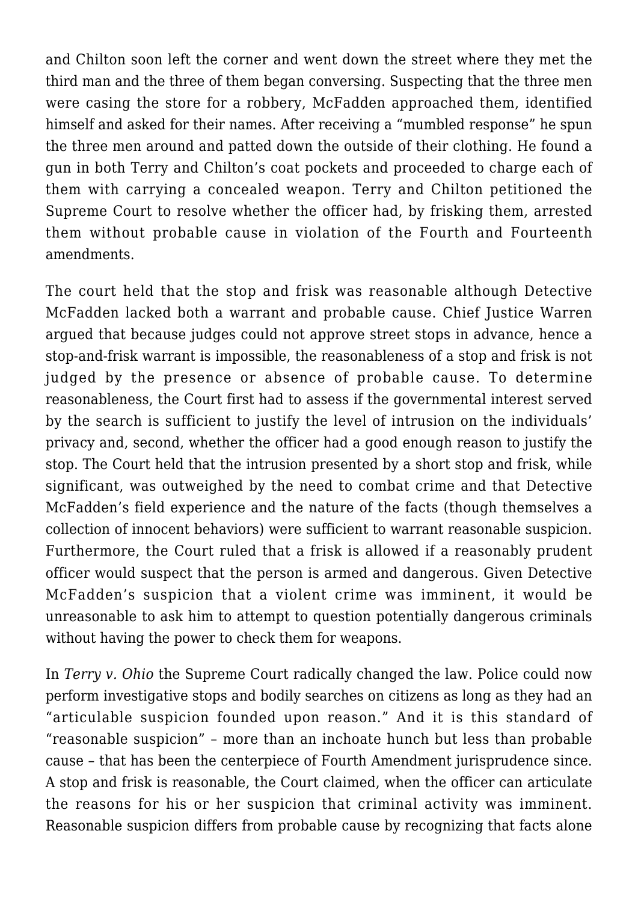and Chilton soon left the corner and went down the street where they met the third man and the three of them began conversing. Suspecting that the three men were casing the store for a robbery, McFadden approached them, identified himself and asked for their names. After receiving a "mumbled response" he spun the three men around and patted down the outside of their clothing. He found a gun in both Terry and Chilton's coat pockets and proceeded to charge each of them with carrying a concealed weapon. Terry and Chilton petitioned the Supreme Court to resolve whether the officer had, by frisking them, arrested them without probable cause in violation of the Fourth and Fourteenth amendments.

The court held that the stop and frisk was reasonable although Detective McFadden lacked both a warrant and probable cause. Chief Justice Warren argued that because judges could not approve street stops in advance, hence a stop-and-frisk warrant is impossible, the reasonableness of a stop and frisk is not judged by the presence or absence of probable cause. To determine reasonableness, the Court first had to assess if the governmental interest served by the search is sufficient to justify the level of intrusion on the individuals' privacy and, second, whether the officer had a good enough reason to justify the stop. The Court held that the intrusion presented by a short stop and frisk, while significant, was outweighed by the need to combat crime and that Detective McFadden's field experience and the nature of the facts (though themselves a collection of innocent behaviors) were sufficient to warrant reasonable suspicion. Furthermore, the Court ruled that a frisk is allowed if a reasonably prudent officer would suspect that the person is armed and dangerous. Given Detective McFadden's suspicion that a violent crime was imminent, it would be unreasonable to ask him to attempt to question potentially dangerous criminals without having the power to check them for weapons.

In *Terry v. Ohio* the Supreme Court radically changed the law. Police could now perform investigative stops and bodily searches on citizens as long as they had an "articulable suspicion founded upon reason." And it is this standard of "reasonable suspicion" – more than an inchoate hunch but less than probable cause – that has been the centerpiece of Fourth Amendment jurisprudence since. A stop and frisk is reasonable, the Court claimed, when the officer can articulate the reasons for his or her suspicion that criminal activity was imminent. Reasonable suspicion differs from probable cause by recognizing that facts alone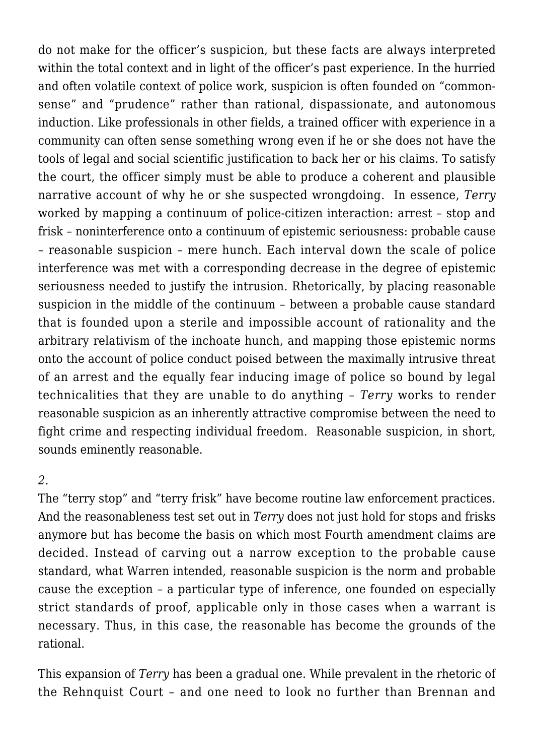do not make for the officer's suspicion, but these facts are always interpreted within the total context and in light of the officer's past experience. In the hurried and often volatile context of police work, suspicion is often founded on "commonsense" and "prudence" rather than rational, dispassionate, and autonomous induction. Like professionals in other fields, a trained officer with experience in a community can often sense something wrong even if he or she does not have the tools of legal and social scientific justification to back her or his claims. To satisfy the court, the officer simply must be able to produce a coherent and plausible narrative account of why he or she suspected wrongdoing. In essence, *Terry* worked by mapping a continuum of police-citizen interaction: arrest – stop and frisk – noninterference onto a continuum of epistemic seriousness: probable cause – reasonable suspicion – mere hunch. Each interval down the scale of police interference was met with a corresponding decrease in the degree of epistemic seriousness needed to justify the intrusion. Rhetorically, by placing reasonable suspicion in the middle of the continuum – between a probable cause standard that is founded upon a sterile and impossible account of rationality and the arbitrary relativism of the inchoate hunch, and mapping those epistemic norms onto the account of police conduct poised between the maximally intrusive threat of an arrest and the equally fear inducing image of police so bound by legal technicalities that they are unable to do anything – *Terry* works to render reasonable suspicion as an inherently attractive compromise between the need to fight crime and respecting individual freedom. Reasonable suspicion, in short, sounds eminently reasonable.

*2.*

The "terry stop" and "terry frisk" have become routine law enforcement practices. And the reasonableness test set out in *Terry* does not just hold for stops and frisks anymore but has become the basis on which most Fourth amendment claims are decided. Instead of carving out a narrow exception to the probable cause standard, what Warren intended, reasonable suspicion is the norm and probable cause the exception – a particular type of inference, one founded on especially strict standards of proof, applicable only in those cases when a warrant is necessary. Thus, in this case, the reasonable has become the grounds of the rational.

This expansion of *Terry* has been a gradual one. While prevalent in the rhetoric of the Rehnquist Court – and one need to look no further than Brennan and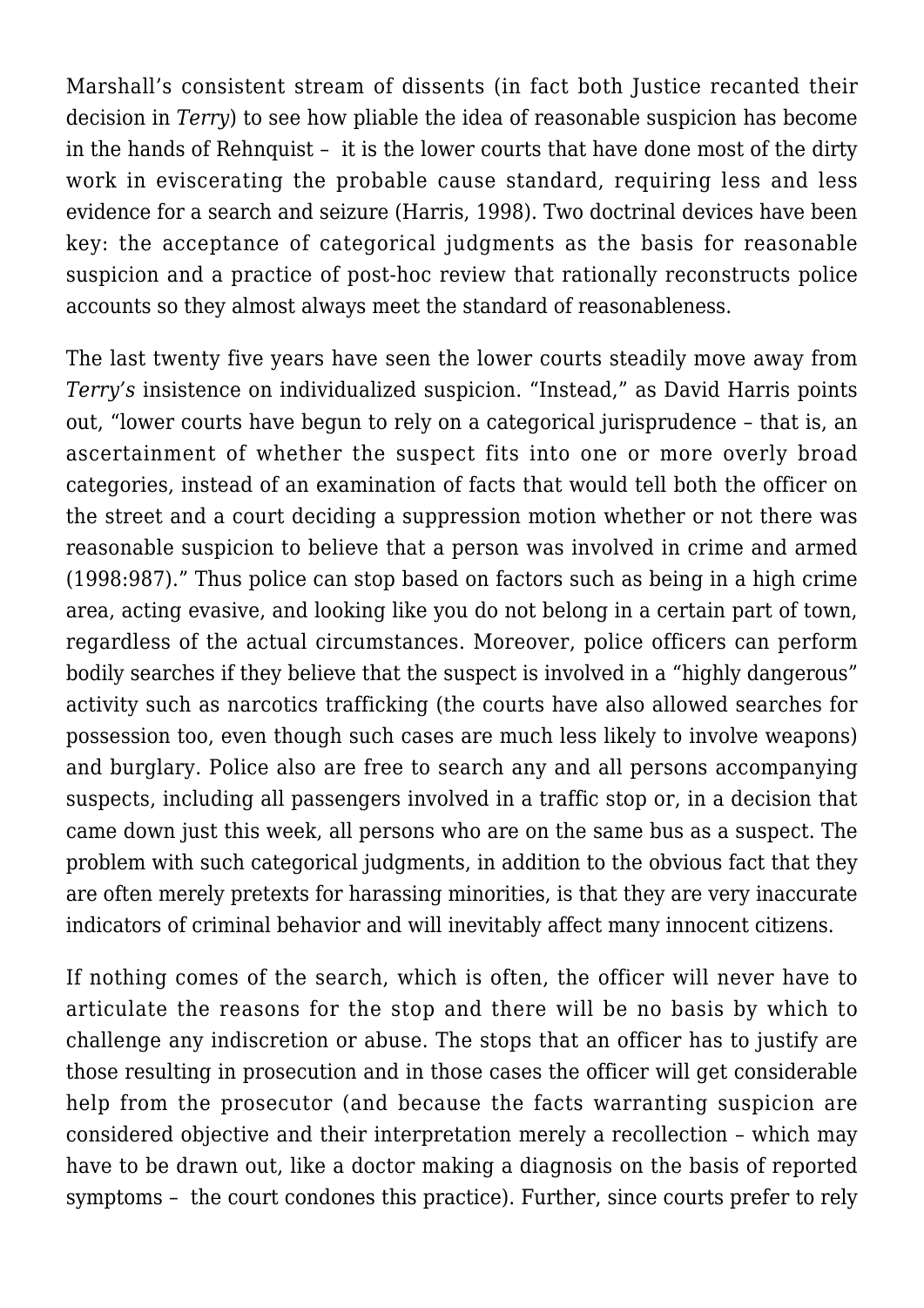Marshall's consistent stream of dissents (in fact both Justice recanted their decision in *Terry*) to see how pliable the idea of reasonable suspicion has become in the hands of Rehnquist – it is the lower courts that have done most of the dirty work in eviscerating the probable cause standard, requiring less and less evidence for a search and seizure (Harris, 1998). Two doctrinal devices have been key: the acceptance of categorical judgments as the basis for reasonable suspicion and a practice of post-hoc review that rationally reconstructs police accounts so they almost always meet the standard of reasonableness.

The last twenty five years have seen the lower courts steadily move away from *Terry's* insistence on individualized suspicion. "Instead," as David Harris points out, "lower courts have begun to rely on a categorical jurisprudence – that is, an ascertainment of whether the suspect fits into one or more overly broad categories, instead of an examination of facts that would tell both the officer on the street and a court deciding a suppression motion whether or not there was reasonable suspicion to believe that a person was involved in crime and armed (1998:987)." Thus police can stop based on factors such as being in a high crime area, acting evasive, and looking like you do not belong in a certain part of town, regardless of the actual circumstances. Moreover, police officers can perform bodily searches if they believe that the suspect is involved in a "highly dangerous" activity such as narcotics trafficking (the courts have also allowed searches for possession too, even though such cases are much less likely to involve weapons) and burglary. Police also are free to search any and all persons accompanying suspects, including all passengers involved in a traffic stop or, in a decision that came down just this week, all persons who are on the same bus as a suspect. The problem with such categorical judgments, in addition to the obvious fact that they are often merely pretexts for harassing minorities, is that they are very inaccurate indicators of criminal behavior and will inevitably affect many innocent citizens.

If nothing comes of the search, which is often, the officer will never have to articulate the reasons for the stop and there will be no basis by which to challenge any indiscretion or abuse. The stops that an officer has to justify are those resulting in prosecution and in those cases the officer will get considerable help from the prosecutor (and because the facts warranting suspicion are considered objective and their interpretation merely a recollection – which may have to be drawn out, like a doctor making a diagnosis on the basis of reported symptoms – the court condones this practice). Further, since courts prefer to rely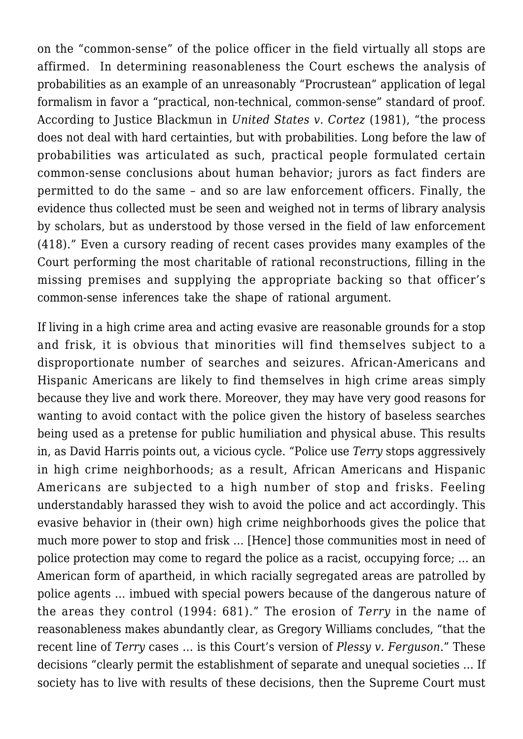on the "common-sense" of the police officer in the field virtually all stops are affirmed. In determining reasonableness the Court eschews the analysis of probabilities as an example of an unreasonably "Procrustean" application of legal formalism in favor a "practical, non-technical, common-sense" standard of proof. According to Justice Blackmun in *United States v. Cortez* (1981), "the process does not deal with hard certainties, but with probabilities. Long before the law of probabilities was articulated as such, practical people formulated certain common-sense conclusions about human behavior; jurors as fact finders are permitted to do the same – and so are law enforcement officers. Finally, the evidence thus collected must be seen and weighed not in terms of library analysis by scholars, but as understood by those versed in the field of law enforcement (418)." Even a cursory reading of recent cases provides many examples of the Court performing the most charitable of rational reconstructions, filling in the missing premises and supplying the appropriate backing so that officer's common-sense inferences take the shape of rational argument.

If living in a high crime area and acting evasive are reasonable grounds for a stop and frisk, it is obvious that minorities will find themselves subject to a disproportionate number of searches and seizures. African-Americans and Hispanic Americans are likely to find themselves in high crime areas simply because they live and work there. Moreover, they may have very good reasons for wanting to avoid contact with the police given the history of baseless searches being used as a pretense for public humiliation and physical abuse. This results in, as David Harris points out, a vicious cycle. "Police use *Terry* stops aggressively in high crime neighborhoods; as a result, African Americans and Hispanic Americans are subjected to a high number of stop and frisks. Feeling understandably harassed they wish to avoid the police and act accordingly. This evasive behavior in (their own) high crime neighborhoods gives the police that much more power to stop and frisk … [Hence] those communities most in need of police protection may come to regard the police as a racist, occupying force; … an American form of apartheid, in which racially segregated areas are patrolled by police agents … imbued with special powers because of the dangerous nature of the areas they control (1994: 681)." The erosion of *Terry* in the name of reasonableness makes abundantly clear, as Gregory Williams concludes, "that the recent line of *Terry* cases … is this Court's version of *Plessy v. Ferguson*." These decisions "clearly permit the establishment of separate and unequal societies … If society has to live with results of these decisions, then the Supreme Court must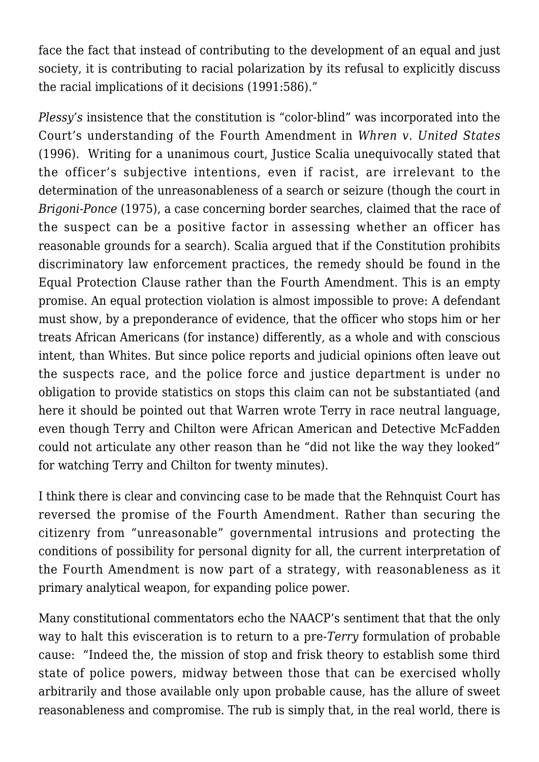face the fact that instead of contributing to the development of an equal and just society, it is contributing to racial polarization by its refusal to explicitly discuss the racial implications of it decisions (1991:586)."

*Plessy's* insistence that the constitution is "color-blind" was incorporated into the Court's understanding of the Fourth Amendment in *Whren v. United States* (1996). Writing for a unanimous court, Justice Scalia unequivocally stated that the officer's subjective intentions, even if racist, are irrelevant to the determination of the unreasonableness of a search or seizure (though the court in *Brigoni-Ponce* (1975), a case concerning border searches, claimed that the race of the suspect can be a positive factor in assessing whether an officer has reasonable grounds for a search). Scalia argued that if the Constitution prohibits discriminatory law enforcement practices, the remedy should be found in the Equal Protection Clause rather than the Fourth Amendment. This is an empty promise. An equal protection violation is almost impossible to prove: A defendant must show, by a preponderance of evidence, that the officer who stops him or her treats African Americans (for instance) differently, as a whole and with conscious intent, than Whites. But since police reports and judicial opinions often leave out the suspects race, and the police force and justice department is under no obligation to provide statistics on stops this claim can not be substantiated (and here it should be pointed out that Warren wrote Terry in race neutral language, even though Terry and Chilton were African American and Detective McFadden could not articulate any other reason than he "did not like the way they looked" for watching Terry and Chilton for twenty minutes).

I think there is clear and convincing case to be made that the Rehnquist Court has reversed the promise of the Fourth Amendment. Rather than securing the citizenry from "unreasonable" governmental intrusions and protecting the conditions of possibility for personal dignity for all, the current interpretation of the Fourth Amendment is now part of a strategy, with reasonableness as it primary analytical weapon, for expanding police power.

Many constitutional commentators echo the NAACP's sentiment that that the only way to halt this evisceration is to return to a pre-*Terry* formulation of probable cause: "Indeed the, the mission of stop and frisk theory to establish some third state of police powers, midway between those that can be exercised wholly arbitrarily and those available only upon probable cause, has the allure of sweet reasonableness and compromise. The rub is simply that, in the real world, there is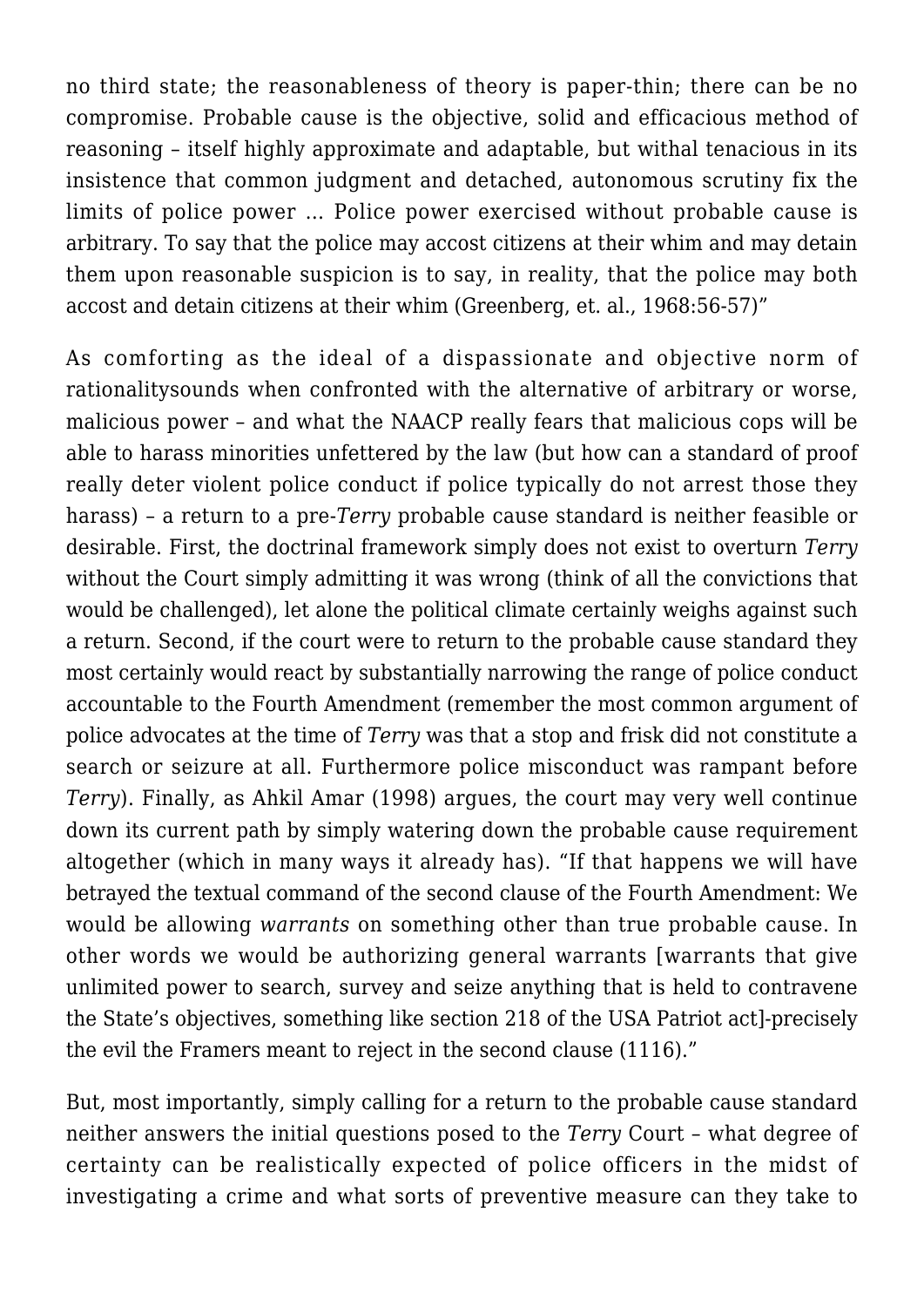no third state; the reasonableness of theory is paper-thin; there can be no compromise. Probable cause is the objective, solid and efficacious method of reasoning – itself highly approximate and adaptable, but withal tenacious in its insistence that common judgment and detached, autonomous scrutiny fix the limits of police power … Police power exercised without probable cause is arbitrary. To say that the police may accost citizens at their whim and may detain them upon reasonable suspicion is to say, in reality, that the police may both accost and detain citizens at their whim (Greenberg, et. al., 1968:56-57)"

As comforting as the ideal of a dispassionate and objective norm of rationalitysounds when confronted with the alternative of arbitrary or worse, malicious power – and what the NAACP really fears that malicious cops will be able to harass minorities unfettered by the law (but how can a standard of proof really deter violent police conduct if police typically do not arrest those they harass) – a return to a pre-*Terry* probable cause standard is neither feasible or desirable. First, the doctrinal framework simply does not exist to overturn *Terry* without the Court simply admitting it was wrong (think of all the convictions that would be challenged), let alone the political climate certainly weighs against such a return. Second, if the court were to return to the probable cause standard they most certainly would react by substantially narrowing the range of police conduct accountable to the Fourth Amendment (remember the most common argument of police advocates at the time of *Terry* was that a stop and frisk did not constitute a search or seizure at all. Furthermore police misconduct was rampant before *Terry*). Finally, as Ahkil Amar (1998) argues, the court may very well continue down its current path by simply watering down the probable cause requirement altogether (which in many ways it already has). "If that happens we will have betrayed the textual command of the second clause of the Fourth Amendment: We would be allowing *warrants* on something other than true probable cause. In other words we would be authorizing general warrants [warrants that give unlimited power to search, survey and seize anything that is held to contravene the State's objectives, something like section 218 of the USA Patriot act]-precisely the evil the Framers meant to reject in the second clause (1116)."

But, most importantly, simply calling for a return to the probable cause standard neither answers the initial questions posed to the *Terry* Court – what degree of certainty can be realistically expected of police officers in the midst of investigating a crime and what sorts of preventive measure can they take to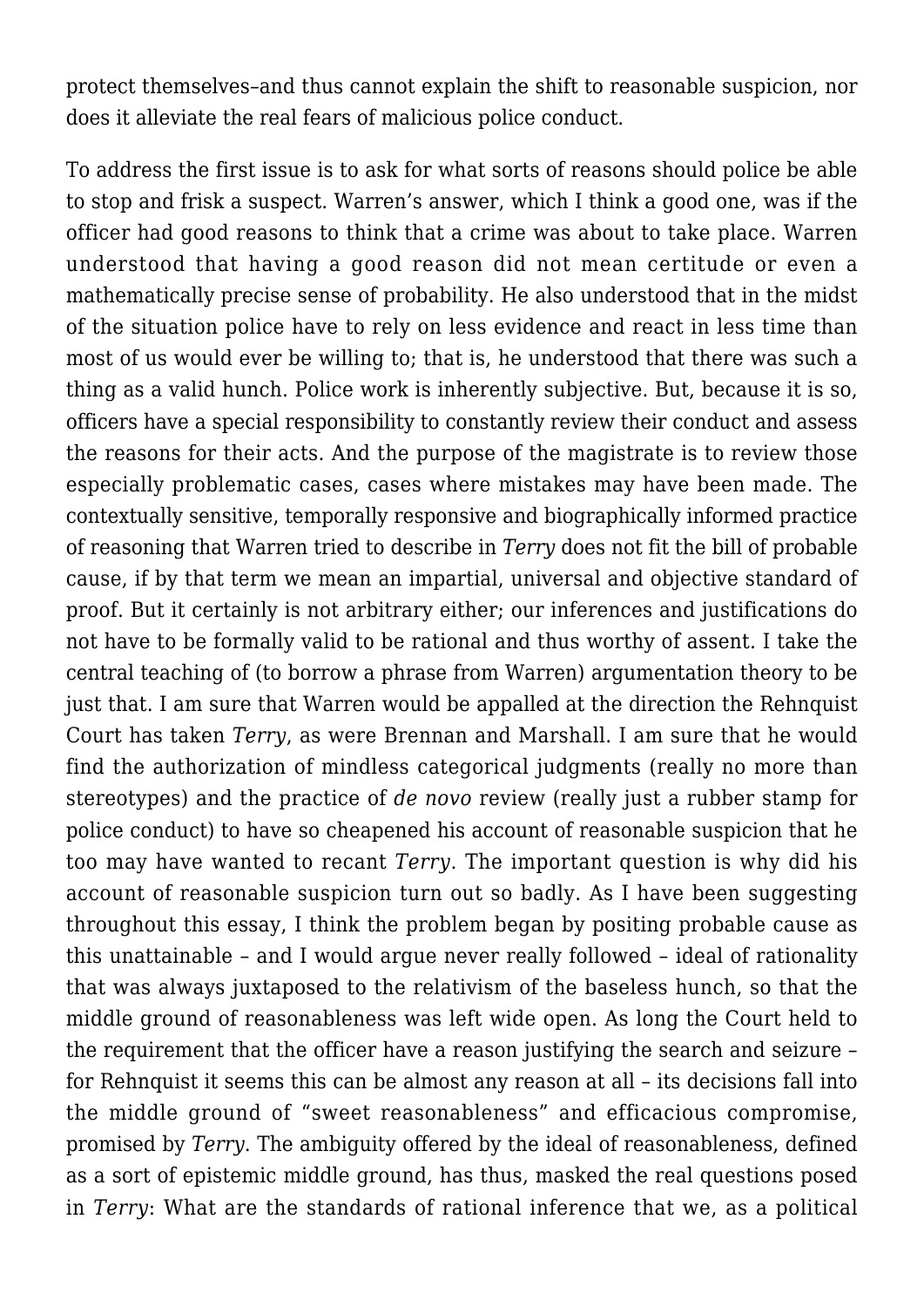protect themselves–and thus cannot explain the shift to reasonable suspicion, nor does it alleviate the real fears of malicious police conduct.

To address the first issue is to ask for what sorts of reasons should police be able to stop and frisk a suspect. Warren's answer, which I think a good one, was if the officer had good reasons to think that a crime was about to take place. Warren understood that having a good reason did not mean certitude or even a mathematically precise sense of probability. He also understood that in the midst of the situation police have to rely on less evidence and react in less time than most of us would ever be willing to; that is, he understood that there was such a thing as a valid hunch. Police work is inherently subjective. But, because it is so, officers have a special responsibility to constantly review their conduct and assess the reasons for their acts. And the purpose of the magistrate is to review those especially problematic cases, cases where mistakes may have been made. The contextually sensitive, temporally responsive and biographically informed practice of reasoning that Warren tried to describe in *Terry* does not fit the bill of probable cause, if by that term we mean an impartial, universal and objective standard of proof. But it certainly is not arbitrary either; our inferences and justifications do not have to be formally valid to be rational and thus worthy of assent. I take the central teaching of (to borrow a phrase from Warren) argumentation theory to be just that. I am sure that Warren would be appalled at the direction the Rehnquist Court has taken *Terry*, as were Brennan and Marshall. I am sure that he would find the authorization of mindless categorical judgments (really no more than stereotypes) and the practice of *de novo* review (really just a rubber stamp for police conduct) to have so cheapened his account of reasonable suspicion that he too may have wanted to recant *Terry*. The important question is why did his account of reasonable suspicion turn out so badly. As I have been suggesting throughout this essay, I think the problem began by positing probable cause as this unattainable – and I would argue never really followed – ideal of rationality that was always juxtaposed to the relativism of the baseless hunch, so that the middle ground of reasonableness was left wide open. As long the Court held to the requirement that the officer have a reason justifying the search and seizure – for Rehnquist it seems this can be almost any reason at all – its decisions fall into the middle ground of "sweet reasonableness" and efficacious compromise, promised by *Terry*. The ambiguity offered by the ideal of reasonableness, defined as a sort of epistemic middle ground, has thus, masked the real questions posed in *Terry*: What are the standards of rational inference that we, as a political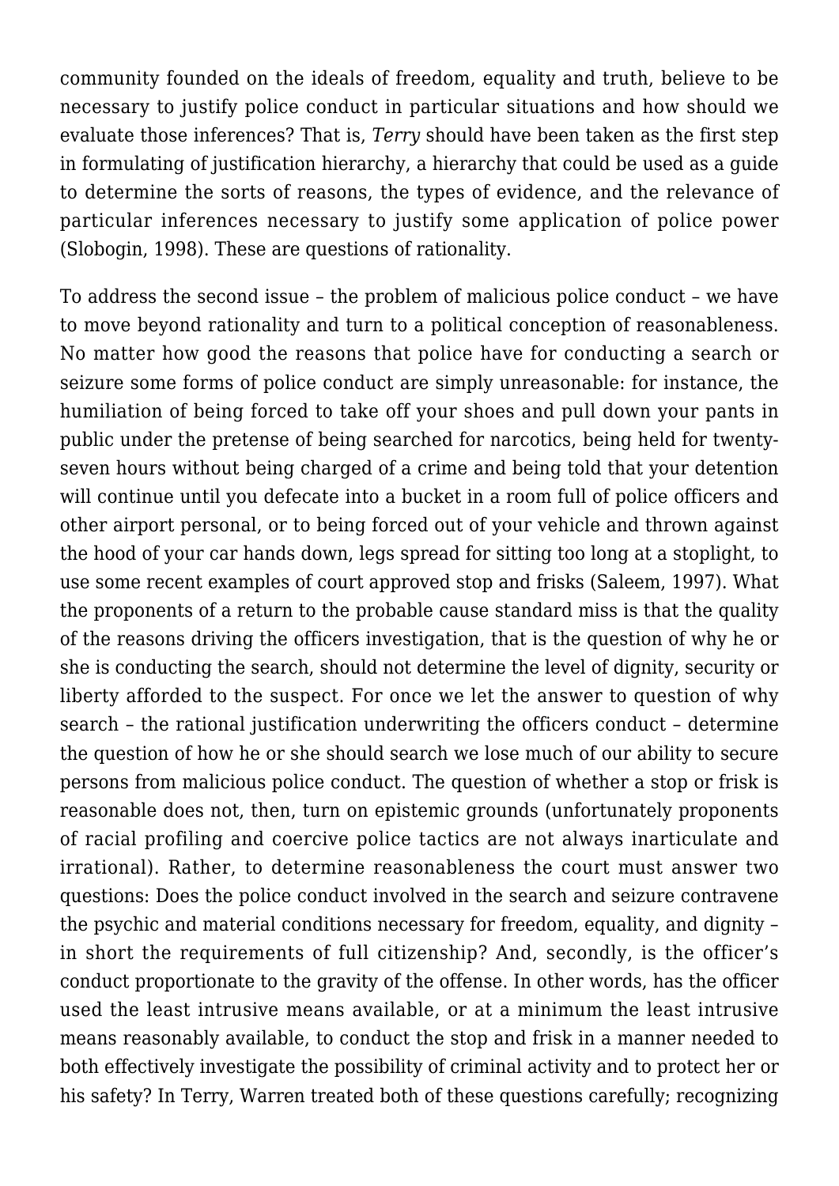community founded on the ideals of freedom, equality and truth, believe to be necessary to justify police conduct in particular situations and how should we evaluate those inferences? That is, *Terry* should have been taken as the first step in formulating of justification hierarchy, a hierarchy that could be used as a guide to determine the sorts of reasons, the types of evidence, and the relevance of particular inferences necessary to justify some application of police power (Slobogin, 1998). These are questions of rationality.

To address the second issue – the problem of malicious police conduct – we have to move beyond rationality and turn to a political conception of reasonableness. No matter how good the reasons that police have for conducting a search or seizure some forms of police conduct are simply unreasonable: for instance, the humiliation of being forced to take off your shoes and pull down your pants in public under the pretense of being searched for narcotics, being held for twenty-seven hours without being charged of a crime and being told that your detention will continue until you defecate into a bucket in a room full of police officers and other airport personal, or to being forced out of your vehicle and thrown against the hood of your car hands down, legs spread for sitting too long at a stoplight, to use some recent examples of court approved stop and frisks (Saleem, 1997). What the proponents of a return to the probable cause standard miss is that the quality of the reasons driving the officers investigation, that is the question of why he or she is conducting the search, should not determine the level of dignity, security or liberty afforded to the suspect. For once we let the answer to question of why search – the rational justification underwriting the officers conduct – determine the question of how he or she should search we lose much of our ability to secure persons from malicious police conduct. The question of whether a stop or frisk is reasonable does not, then, turn on epistemic grounds (unfortunately proponents of racial profiling and coercive police tactics are not always inarticulate and irrational). Rather, to determine reasonableness the court must answer two questions: Does the police conduct involved in the search and seizure contravene the psychic and material conditions necessary for freedom, equality, and dignity – in short the requirements of full citizenship? And, secondly, is the officer's conduct proportionate to the gravity of the offense. In other words, has the officer used the least intrusive means available, or at a minimum the least intrusive means reasonably available, to conduct the stop and frisk in a manner needed to both effectively investigate the possibility of criminal activity and to protect her or his safety? In Terry, Warren treated both of these questions carefully; recognizing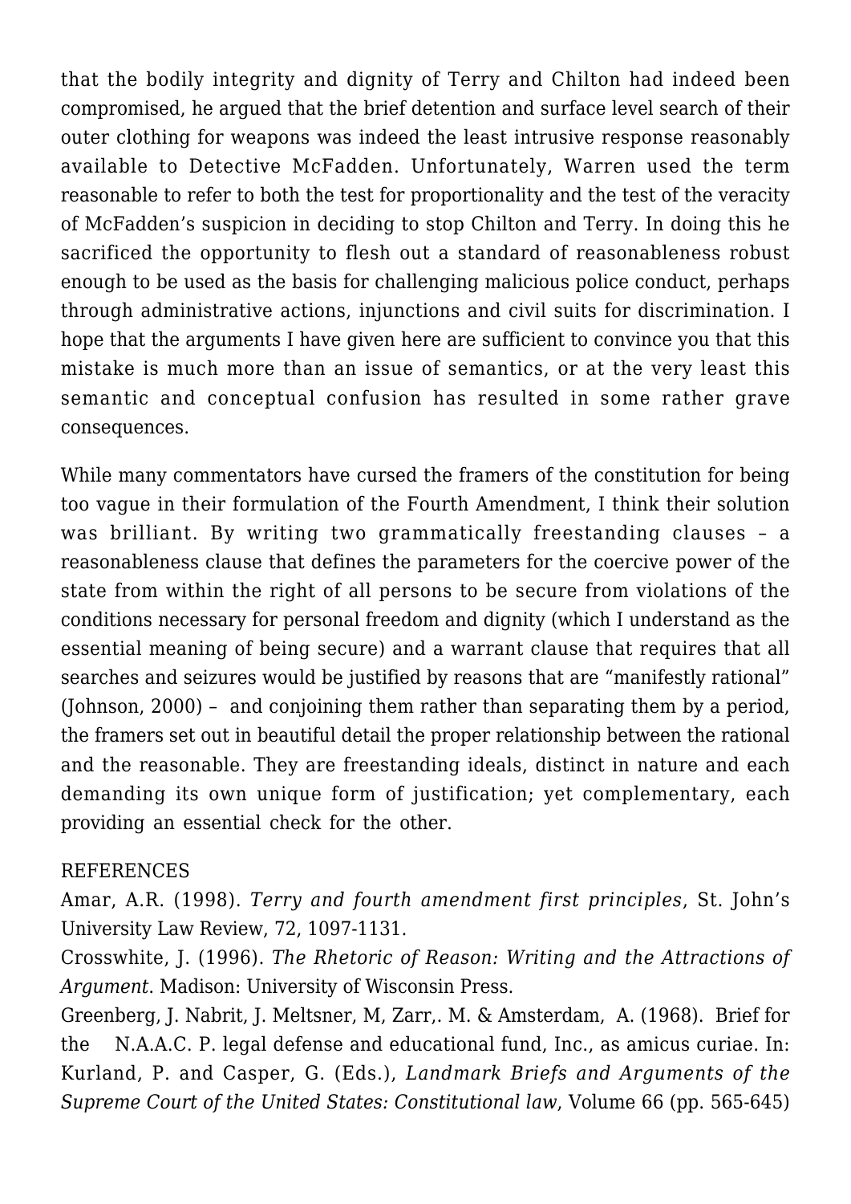that the bodily integrity and dignity of Terry and Chilton had indeed been compromised, he argued that the brief detention and surface level search of their outer clothing for weapons was indeed the least intrusive response reasonably available to Detective McFadden. Unfortunately, Warren used the term reasonable to refer to both the test for proportionality and the test of the veracity of McFadden's suspicion in deciding to stop Chilton and Terry. In doing this he sacrificed the opportunity to flesh out a standard of reasonableness robust enough to be used as the basis for challenging malicious police conduct, perhaps through administrative actions, injunctions and civil suits for discrimination. I hope that the arguments I have given here are sufficient to convince you that this mistake is much more than an issue of semantics, or at the very least this semantic and conceptual confusion has resulted in some rather grave consequences.

While many commentators have cursed the framers of the constitution for being too vague in their formulation of the Fourth Amendment, I think their solution was brilliant. By writing two grammatically freestanding clauses – a reasonableness clause that defines the parameters for the coercive power of the state from within the right of all persons to be secure from violations of the conditions necessary for personal freedom and dignity (which I understand as the essential meaning of being secure) and a warrant clause that requires that all searches and seizures would be justified by reasons that are "manifestly rational" (Johnson, 2000) – and conjoining them rather than separating them by a period, the framers set out in beautiful detail the proper relationship between the rational and the reasonable. They are freestanding ideals, distinct in nature and each demanding its own unique form of justification; yet complementary, each providing an essential check for the other.

REFERENCES

Amar, A.R. (1998). *Terry and fourth amendment first principles*, St. John's University Law Review, 72, 1097-1131.

Crosswhite, J. (1996). *The Rhetoric of Reason: Writing and the Attractions of Argument*. Madison: University of Wisconsin Press.

Greenberg, J. Nabrit, J. Meltsner, M, Zarr,. M. & Amsterdam, A. (1968). Brief for the N.A.A.C. P. legal defense and educational fund, Inc., as amicus curiae. In: Kurland, P. and Casper, G. (Eds.), *Landmark Briefs and Arguments of the Supreme Court of the United States: Constitutional law*, Volume 66 (pp. 565-645)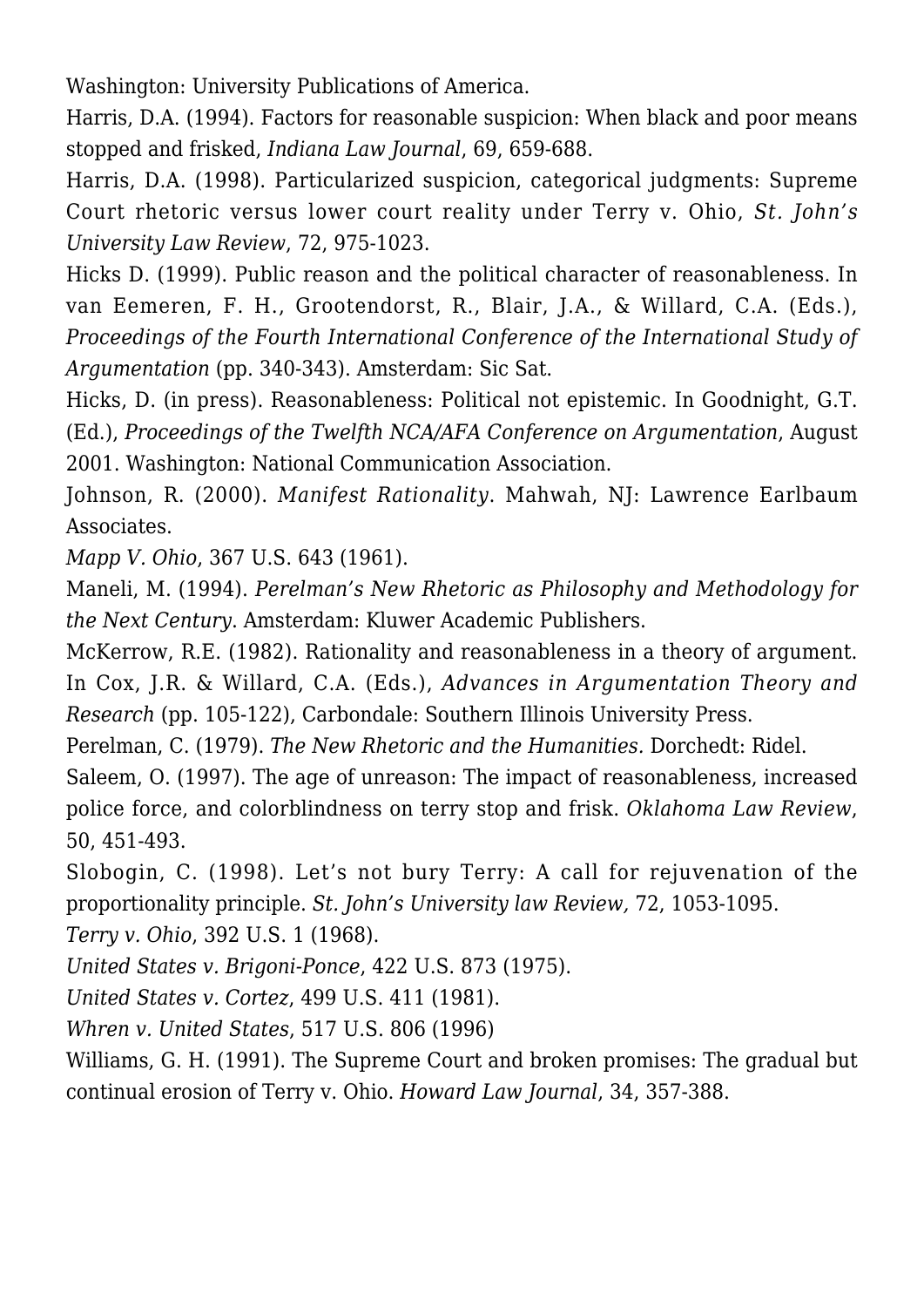Washington: University Publications of America.

Harris, D.A. (1994). Factors for reasonable suspicion: When black and poor means stopped and frisked, *Indiana Law Journal*, 69, 659-688.

Harris, D.A. (1998). Particularized suspicion, categorical judgments: Supreme Court rhetoric versus lower court reality under Terry v. Ohio, *St. John's University Law Review*, 72, 975-1023.

Hicks D. (1999). Public reason and the political character of reasonableness. In van Eemeren, F. H., Grootendorst, R., Blair, J.A., & Willard, C.A. (Eds.), *Proceedings of the Fourth International Conference of the International Study of Argumentation* (pp. 340-343). Amsterdam: Sic Sat.

Hicks, D. (in press). Reasonableness: Political not epistemic. In Goodnight, G.T. (Ed.), *Proceedings of the Twelfth NCA/AFA Conference on Argumentation*, August 2001. Washington: National Communication Association.

Johnson, R. (2000). *Manifest Rationality*. Mahwah, NJ: Lawrence Earlbaum Associates.

*Mapp V. Ohio*, 367 U.S. 643 (1961).

Maneli, M. (1994). *Perelman's New Rhetoric as Philosophy and Methodology for the Next Century*. Amsterdam: Kluwer Academic Publishers.

McKerrow, R.E. (1982). Rationality and reasonableness in a theory of argument. In Cox, J.R. & Willard, C.A. (Eds.), *Advances in Argumentation Theory and Research* (pp. 105-122), Carbondale: Southern Illinois University Press.

Perelman, C. (1979). *The New Rhetoric and the Humanities.* Dorchedt: Ridel.

Saleem, O. (1997). The age of unreason: The impact of reasonableness, increased police force, and colorblindness on terry stop and frisk. *Oklahoma Law Review*, 50, 451-493.

Slobogin, C. (1998). Let's not bury Terry: A call for rejuvenation of the proportionality principle. *St. John's University law Review,* 72, 1053-1095.

*Terry v. Ohio*, 392 U.S. 1 (1968).

*United States v. Brigoni-Ponce*, 422 U.S. 873 (1975).

*United States v. Cortez*, 499 U.S. 411 (1981).

*Whren v. United States*, 517 U.S. 806 (1996)

Williams, G. H. (1991). The Supreme Court and broken promises: The gradual but continual erosion of Terry v. Ohio. *Howard Law Journal*, 34, 357-388.